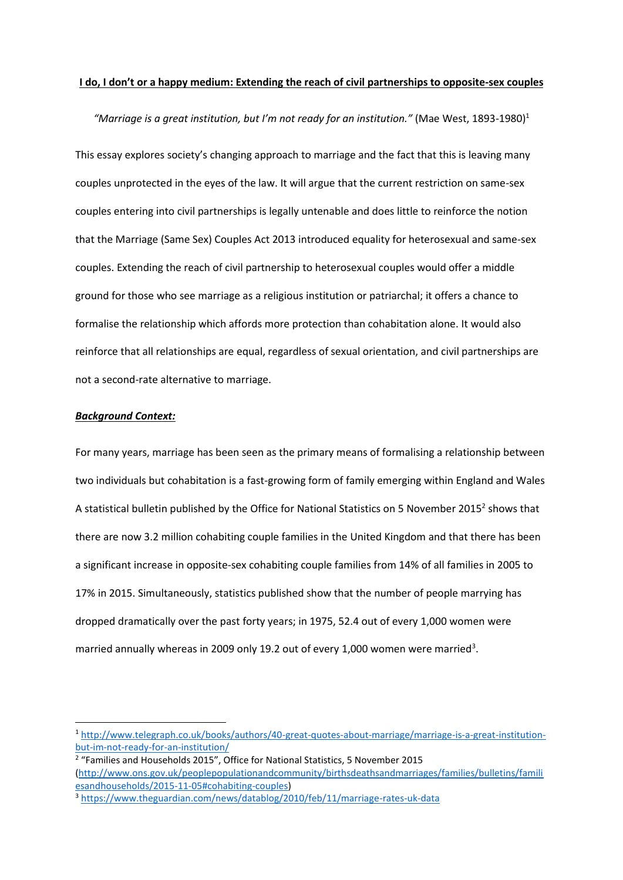**I do, I don't or a happy medium: Extending the reach of civil partnerships to opposite-sex couples**

*"Marriage is a great institution, but I'm not ready for an institution."* (Mae West, 1893-1980)[1]

This essay explores society's changing approach to marriage and the fact that this is leaving many couples unprotected in the eyes of the law. It will argue that the current restriction on same-sex couples entering into civil partnerships is legally untenable and does little to reinforce the notion that the Marriage (Same Sex) Couples Act 2013 introduced equality for heterosexual and same-sex couples. Extending the reach of civil partnership to heterosexual couples would offer a middle ground for those who see marriage as a religious institution or patriarchal; it offers a chance to formalise the relationship which affords more protection than cohabitation alone. It would also reinforce that all relationships are equal, regardless of sexual orientation, and civil partnerships are not a second-rate alternative to marriage.

***Background Context:***

For many years, marriage has been seen as the primary means of formalising a relationship between two individuals but cohabitation is a fast-growing form of family emerging within England and Wales A statistical bulletin published by the Office for National Statistics on 5 November 2015[2] shows that there are now 3.2 million cohabiting couple families in the United Kingdom and that there has been a significant increase in opposite-sex cohabiting couple families from 14% of all families in 2005 to 17% in 2015. Simultaneously, statistics published show that the number of people marrying has dropped dramatically over the past forty years; in 1975, 52.4 out of every 1,000 women were married annually whereas in 2009 only 19.2 out of every 1,000 women were married[3].

---

[1] http://www.telegraph.co.uk/books/authors/40-great-quotes-about-marriage/marriage-is-a-great-institution-but-im-not-ready-for-an-institution/

[2] "Families and Households 2015", Office for National Statistics, 5 November 2015 (http://www.ons.gov.uk/peoplepopulationandcommunity/birthsdeathsandmarriages/families/bulletins/familiesandhouseholds/2015-11-05#cohabiting-couples)

[3] https://www.theguardian.com/news/datablog/2010/feb/11/marriage-rates-uk-data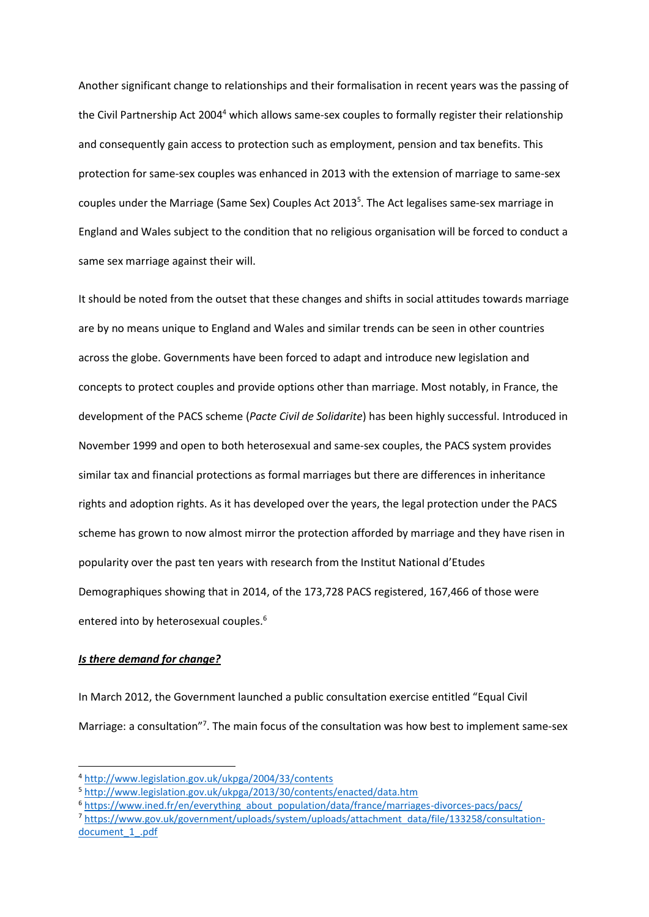Another significant change to relationships and their formalisation in recent years was the passing of the Civil Partnership Act 2004[4] which allows same-sex couples to formally register their relationship and consequently gain access to protection such as employment, pension and tax benefits. This protection for same-sex couples was enhanced in 2013 with the extension of marriage to same-sex couples under the Marriage (Same Sex) Couples Act 2013[5]. The Act legalises same-sex marriage in England and Wales subject to the condition that no religious organisation will be forced to conduct a same sex marriage against their will.

It should be noted from the outset that these changes and shifts in social attitudes towards marriage are by no means unique to England and Wales and similar trends can be seen in other countries across the globe. Governments have been forced to adapt and introduce new legislation and concepts to protect couples and provide options other than marriage. Most notably, in France, the development of the PACS scheme (*Pacte Civil de Solidarite*) has been highly successful. Introduced in November 1999 and open to both heterosexual and same-sex couples, the PACS system provides similar tax and financial protections as formal marriages but there are differences in inheritance rights and adoption rights. As it has developed over the years, the legal protection under the PACS scheme has grown to now almost mirror the protection afforded by marriage and they have risen in popularity over the past ten years with research from the Institut National d'Etudes Demographiques showing that in 2014, of the 173,728 PACS registered, 167,466 of those were entered into by heterosexual couples.[6]

***Is there demand for change?***

In March 2012, the Government launched a public consultation exercise entitled "Equal Civil Marriage: a consultation"[7]. The main focus of the consultation was how best to implement same-sex

[4] http://www.legislation.gov.uk/ukpga/2004/33/contents
[5] http://www.legislation.gov.uk/ukpga/2013/30/contents/enacted/data.htm
[6] https://www.ined.fr/en/everything_about_population/data/france/marriages-divorces-pacs/pacs/
[7] https://www.gov.uk/government/uploads/system/uploads/attachment_data/file/133258/consultation-document_1_.pdf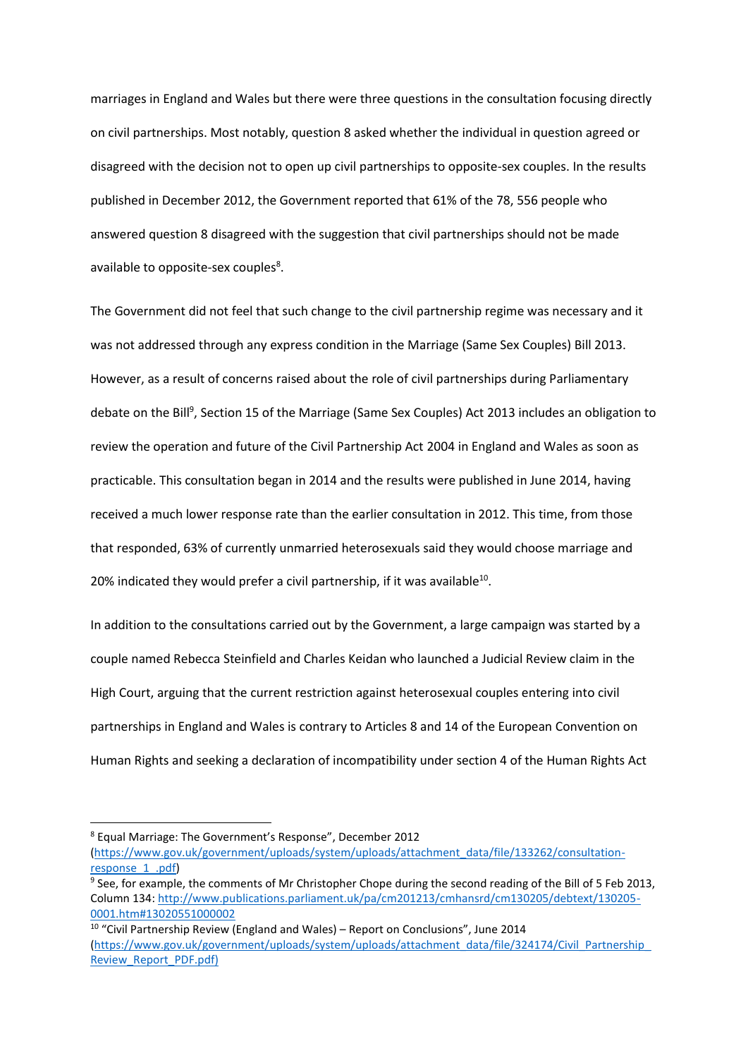marriages in England and Wales but there were three questions in the consultation focusing directly on civil partnerships. Most notably, question 8 asked whether the individual in question agreed or disagreed with the decision not to open up civil partnerships to opposite-sex couples. In the results published in December 2012, the Government reported that 61% of the 78, 556 people who answered question 8 disagreed with the suggestion that civil partnerships should not be made available to opposite-sex couples[8].

The Government did not feel that such change to the civil partnership regime was necessary and it was not addressed through any express condition in the Marriage (Same Sex Couples) Bill 2013. However, as a result of concerns raised about the role of civil partnerships during Parliamentary debate on the Bill[9], Section 15 of the Marriage (Same Sex Couples) Act 2013 includes an obligation to review the operation and future of the Civil Partnership Act 2004 in England and Wales as soon as practicable. This consultation began in 2014 and the results were published in June 2014, having received a much lower response rate than the earlier consultation in 2012. This time, from those that responded, 63% of currently unmarried heterosexuals said they would choose marriage and 20% indicated they would prefer a civil partnership, if it was available[10].

In addition to the consultations carried out by the Government, a large campaign was started by a couple named Rebecca Steinfield and Charles Keidan who launched a Judicial Review claim in the High Court, arguing that the current restriction against heterosexual couples entering into civil partnerships in England and Wales is contrary to Articles 8 and 14 of the European Convention on Human Rights and seeking a declaration of incompatibility under section 4 of the Human Rights Act

---

[8] Equal Marriage: The Government's Response", December 2012 (https://www.gov.uk/government/uploads/system/uploads/attachment_data/file/133262/consultation-response_1_.pdf)

[9] See, for example, the comments of Mr Christopher Chope during the second reading of the Bill of 5 Feb 2013, Column 134: http://www.publications.parliament.uk/pa/cm201213/cmhansrd/cm130205/debtext/130205-0001.htm#13020551000002

[10] "Civil Partnership Review (England and Wales) – Report on Conclusions", June 2014 (https://www.gov.uk/government/uploads/system/uploads/attachment_data/file/324174/Civil_Partnership_Review_Report_PDF.pdf)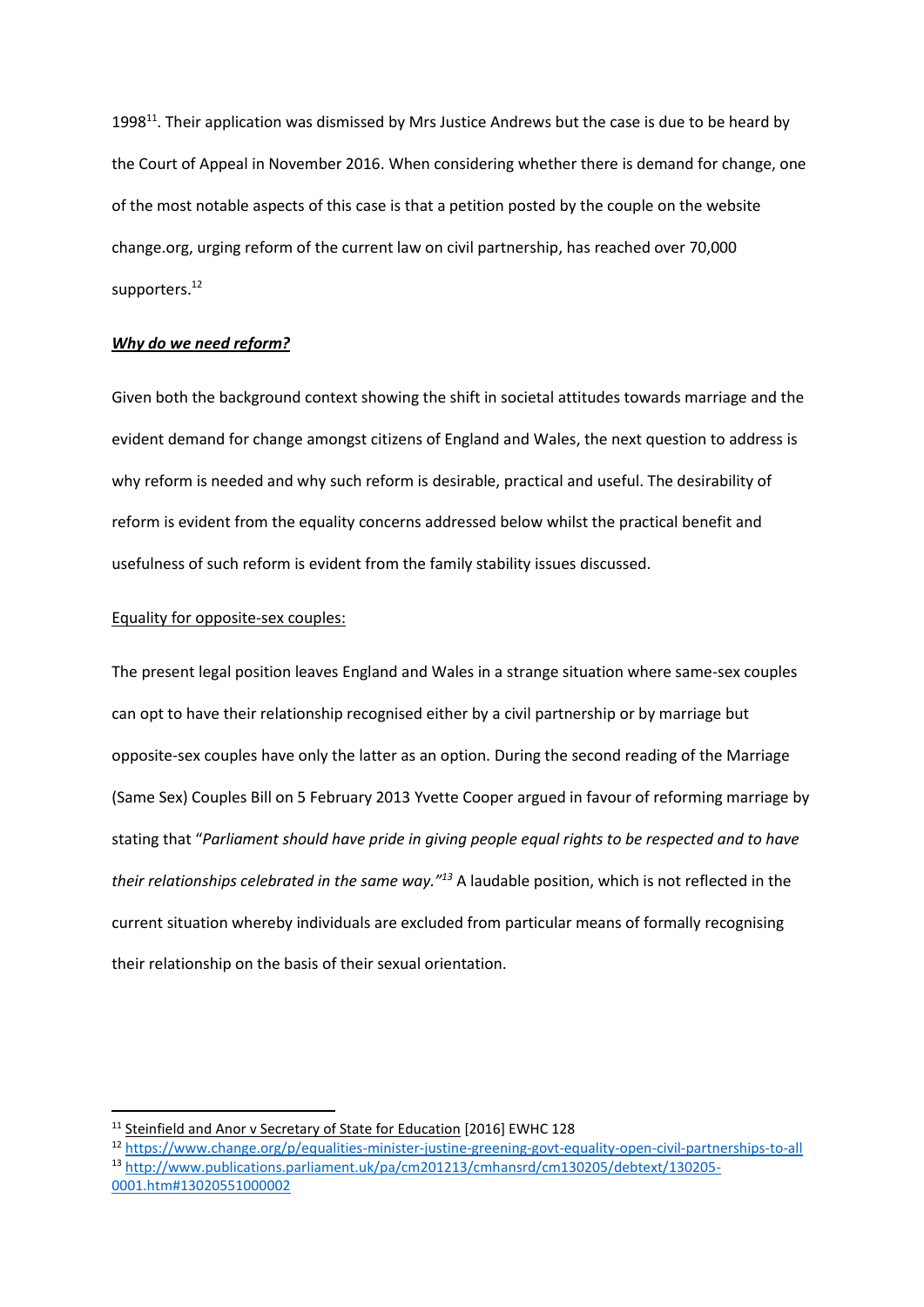1998[11]. Their application was dismissed by Mrs Justice Andrews but the case is due to be heard by the Court of Appeal in November 2016. When considering whether there is demand for change, one of the most notable aspects of this case is that a petition posted by the couple on the website change.org, urging reform of the current law on civil partnership, has reached over 70,000 supporters.[12]

***Why do we need reform?***

Given both the background context showing the shift in societal attitudes towards marriage and the evident demand for change amongst citizens of England and Wales, the next question to address is why reform is needed and why such reform is desirable, practical and useful. The desirability of reform is evident from the equality concerns addressed below whilst the practical benefit and usefulness of such reform is evident from the family stability issues discussed.

Equality for opposite-sex couples:

The present legal position leaves England and Wales in a strange situation where same-sex couples can opt to have their relationship recognised either by a civil partnership or by marriage but opposite-sex couples have only the latter as an option. During the second reading of the Marriage (Same Sex) Couples Bill on 5 February 2013 Yvette Cooper argued in favour of reforming marriage by stating that "*Parliament should have pride in giving people equal rights to be respected and to have their relationships celebrated in the same way.*"[13] A laudable position, which is not reflected in the current situation whereby individuals are excluded from particular means of formally recognising their relationship on the basis of their sexual orientation.

---

[11] Steinfield and Anor v Secretary of State for Education [2016] EWHC 128

[12] https://www.change.org/p/equalities-minister-justine-greening-govt-equality-open-civil-partnerships-to-all

[13] http://www.publications.parliament.uk/pa/cm201213/cmhansrd/cm130205/debtext/130205-0001.htm#13020551000002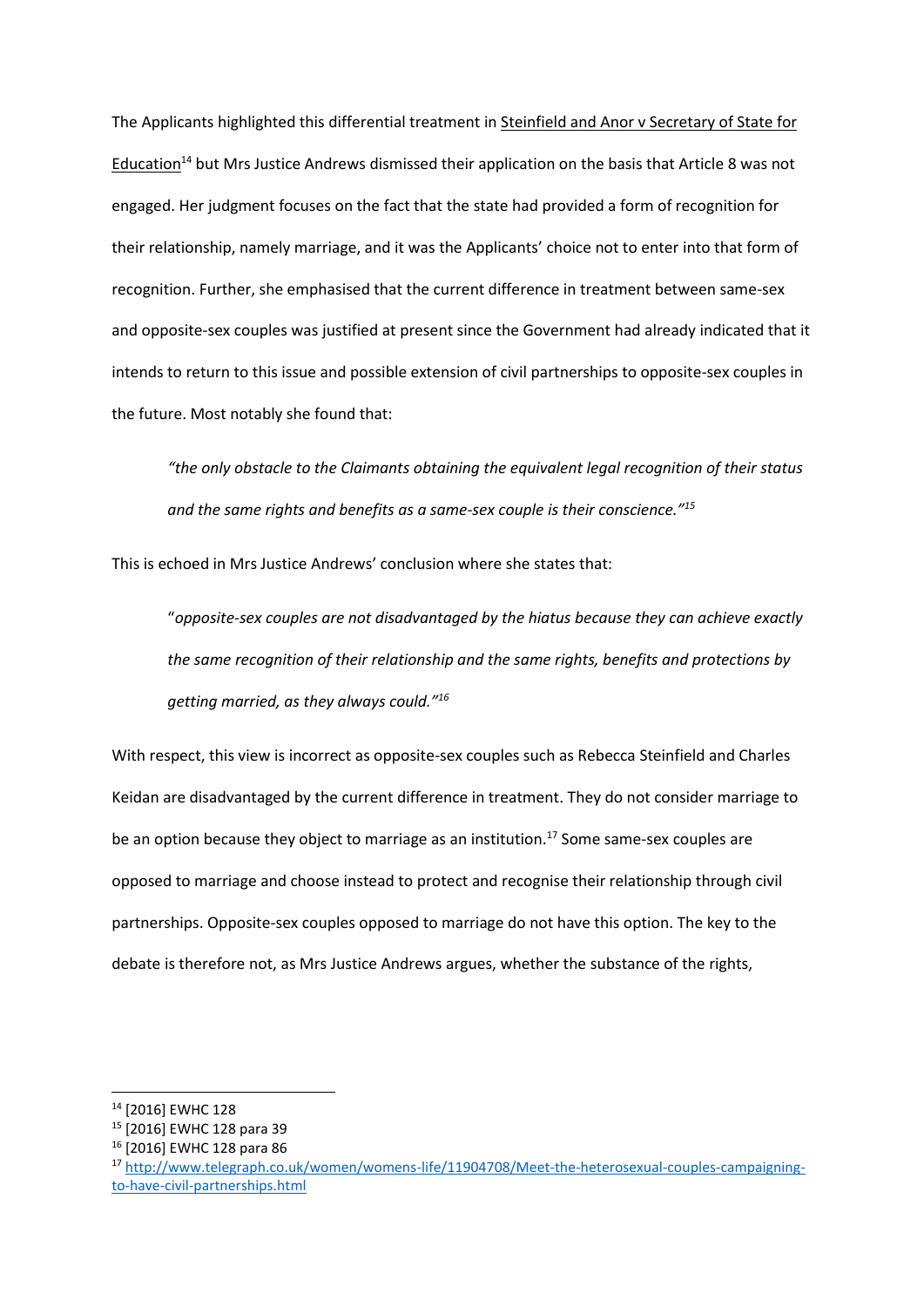The Applicants highlighted this differential treatment in Steinfield and Anor v Secretary of State for Education[14] but Mrs Justice Andrews dismissed their application on the basis that Article 8 was not engaged. Her judgment focuses on the fact that the state had provided a form of recognition for their relationship, namely marriage, and it was the Applicants' choice not to enter into that form of recognition. Further, she emphasised that the current difference in treatment between same-sex and opposite-sex couples was justified at present since the Government had already indicated that it intends to return to this issue and possible extension of civil partnerships to opposite-sex couples in the future. Most notably she found that:

> *"the only obstacle to the Claimants obtaining the equivalent legal recognition of their status and the same rights and benefits as a same-sex couple is their conscience."*[15]

This is echoed in Mrs Justice Andrews' conclusion where she states that:

> "*opposite-sex couples are not disadvantaged by the hiatus because they can achieve exactly the same recognition of their relationship and the same rights, benefits and protections by getting married, as they always could."*[16]

With respect, this view is incorrect as opposite-sex couples such as Rebecca Steinfield and Charles Keidan are disadvantaged by the current difference in treatment. They do not consider marriage to be an option because they object to marriage as an institution.[17] Some same-sex couples are opposed to marriage and choose instead to protect and recognise their relationship through civil partnerships. Opposite-sex couples opposed to marriage do not have this option. The key to the debate is therefore not, as Mrs Justice Andrews argues, whether the substance of the rights,

---

[14] [2016] EWHC 128

[15] [2016] EWHC 128 para 39

[16] [2016] EWHC 128 para 86

[17] http://www.telegraph.co.uk/women/womens-life/11904708/Meet-the-heterosexual-couples-campaigning-to-have-civil-partnerships.html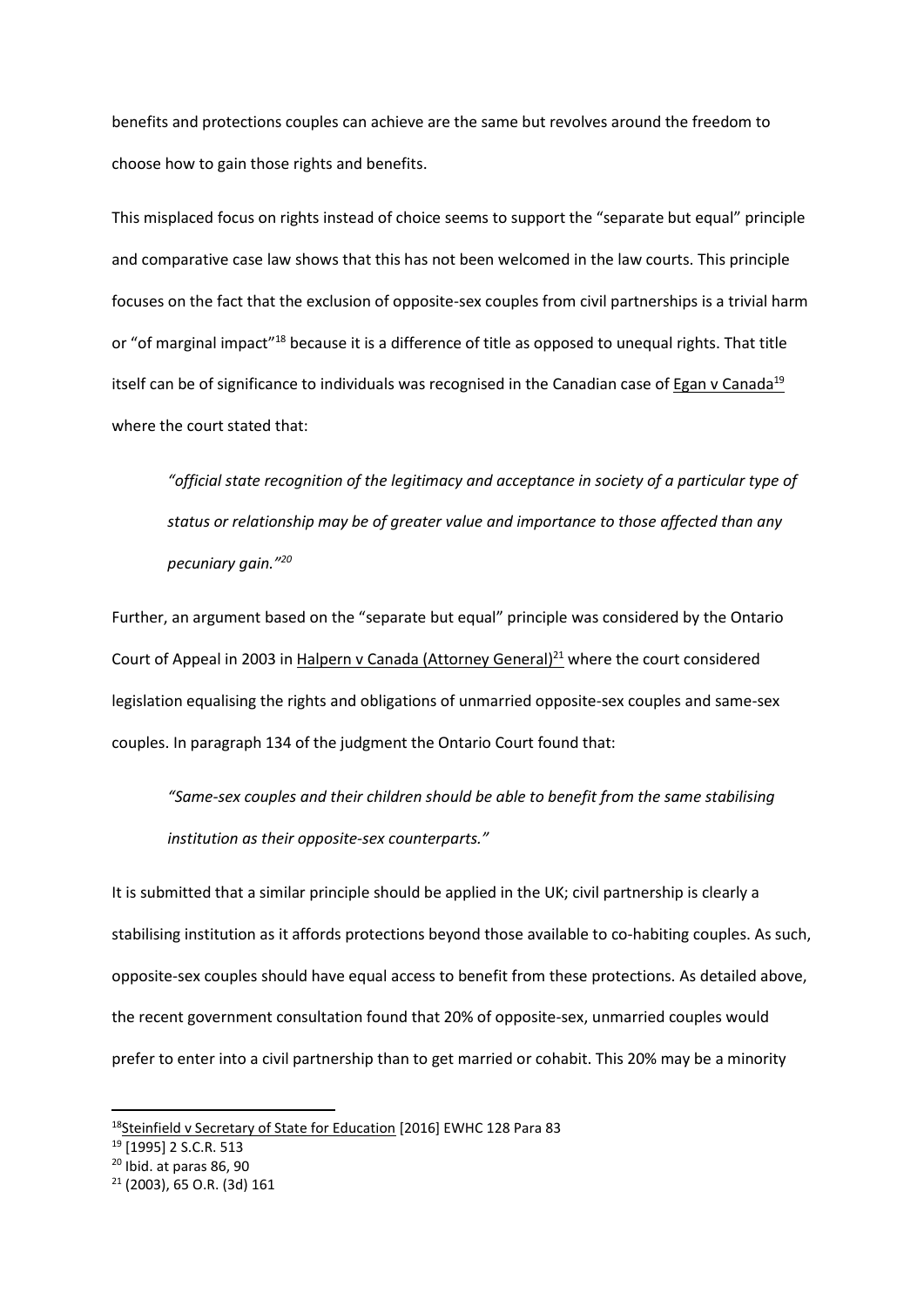benefits and protections couples can achieve are the same but revolves around the freedom to choose how to gain those rights and benefits.

This misplaced focus on rights instead of choice seems to support the "separate but equal" principle and comparative case law shows that this has not been welcomed in the law courts. This principle focuses on the fact that the exclusion of opposite-sex couples from civil partnerships is a trivial harm or "of marginal impact"[18] because it is a difference of title as opposed to unequal rights. That title itself can be of significance to individuals was recognised in the Canadian case of Egan v Canada[19] where the court stated that:

> *"official state recognition of the legitimacy and acceptance in society of a particular type of status or relationship may be of greater value and importance to those affected than any pecuniary gain."*[20]

Further, an argument based on the "separate but equal" principle was considered by the Ontario Court of Appeal in 2003 in Halpern v Canada (Attorney General)[21] where the court considered legislation equalising the rights and obligations of unmarried opposite-sex couples and same-sex couples. In paragraph 134 of the judgment the Ontario Court found that:

> *"Same-sex couples and their children should be able to benefit from the same stabilising institution as their opposite-sex counterparts."*

It is submitted that a similar principle should be applied in the UK; civil partnership is clearly a stabilising institution as it affords protections beyond those available to co-habiting couples. As such, opposite-sex couples should have equal access to benefit from these protections. As detailed above, the recent government consultation found that 20% of opposite-sex, unmarried couples would prefer to enter into a civil partnership than to get married or cohabit. This 20% may be a minority

---

[18] Steinfield v Secretary of State for Education [2016] EWHC 128 Para 83

[19] [1995] 2 S.C.R. 513

[20] Ibid. at paras 86, 90

[21] (2003), 65 O.R. (3d) 161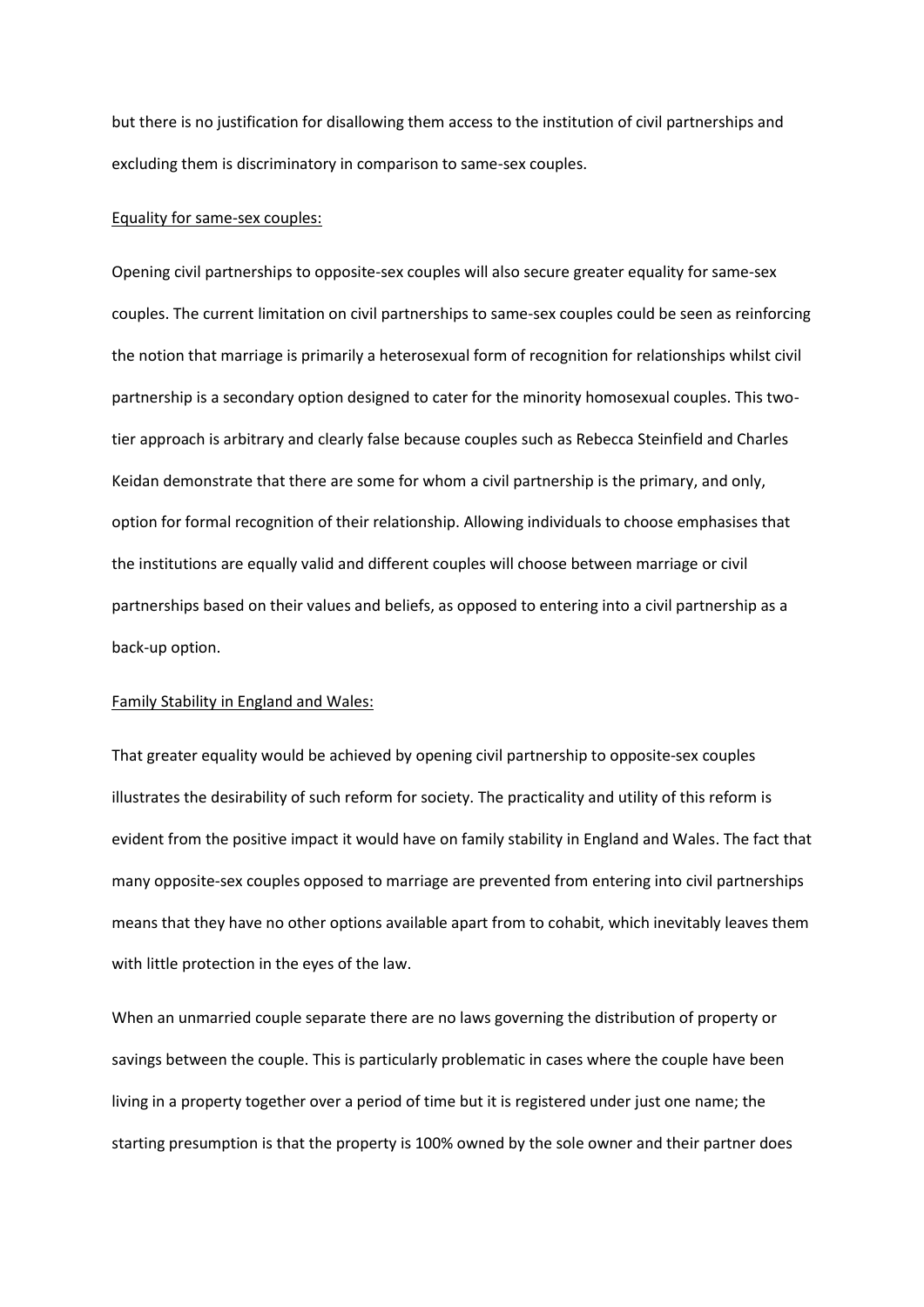but there is no justification for disallowing them access to the institution of civil partnerships and excluding them is discriminatory in comparison to same-sex couples.

<u>Equality for same-sex couples:</u>

Opening civil partnerships to opposite-sex couples will also secure greater equality for same-sex couples. The current limitation on civil partnerships to same-sex couples could be seen as reinforcing the notion that marriage is primarily a heterosexual form of recognition for relationships whilst civil partnership is a secondary option designed to cater for the minority homosexual couples. This two-tier approach is arbitrary and clearly false because couples such as Rebecca Steinfield and Charles Keidan demonstrate that there are some for whom a civil partnership is the primary, and only, option for formal recognition of their relationship. Allowing individuals to choose emphasises that the institutions are equally valid and different couples will choose between marriage or civil partnerships based on their values and beliefs, as opposed to entering into a civil partnership as a back-up option.

<u>Family Stability in England and Wales:</u>

That greater equality would be achieved by opening civil partnership to opposite-sex couples illustrates the desirability of such reform for society. The practicality and utility of this reform is evident from the positive impact it would have on family stability in England and Wales. The fact that many opposite-sex couples opposed to marriage are prevented from entering into civil partnerships means that they have no other options available apart from to cohabit, which inevitably leaves them with little protection in the eyes of the law.

When an unmarried couple separate there are no laws governing the distribution of property or savings between the couple. This is particularly problematic in cases where the couple have been living in a property together over a period of time but it is registered under just one name; the starting presumption is that the property is 100% owned by the sole owner and their partner does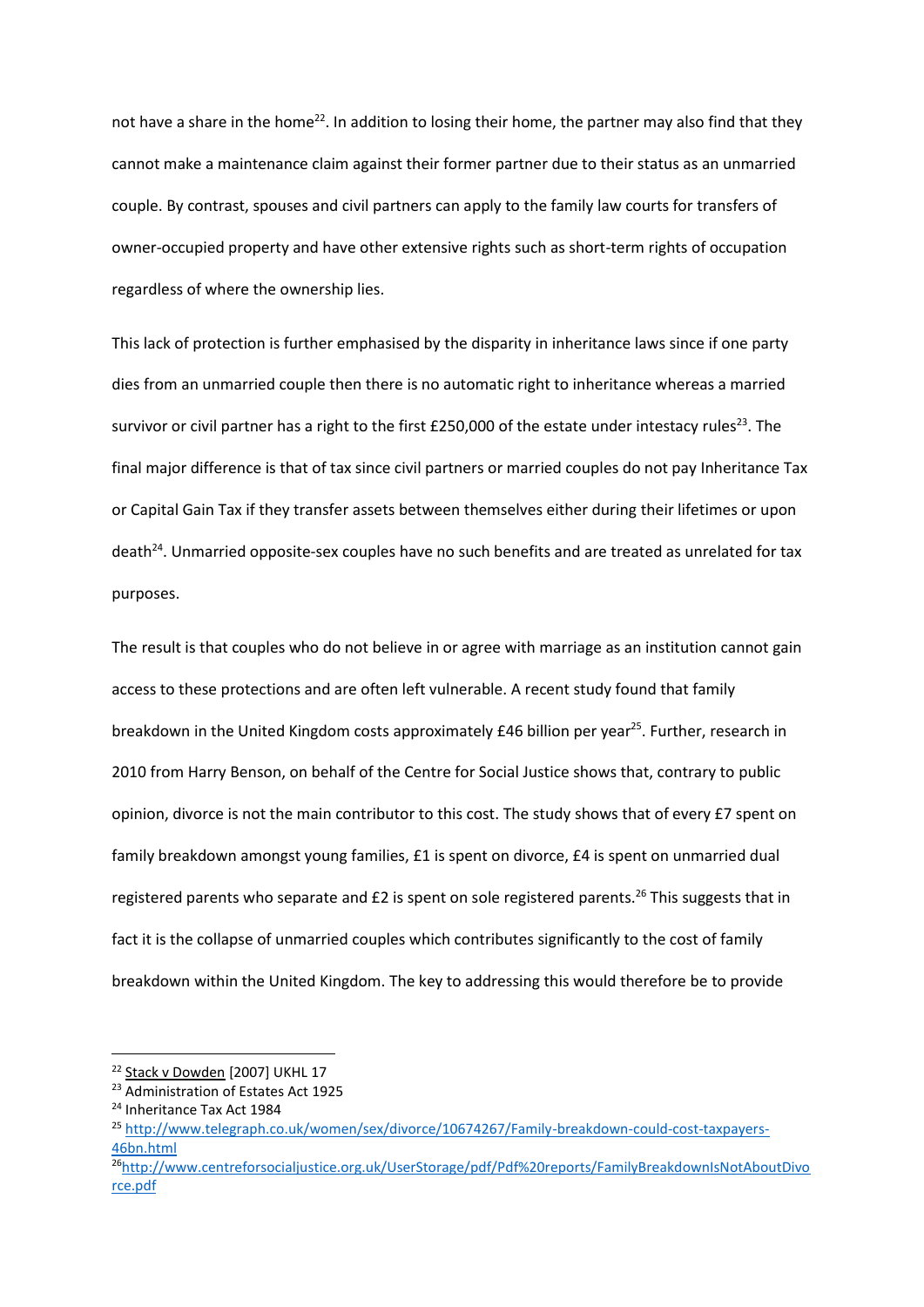not have a share in the home[22]. In addition to losing their home, the partner may also find that they cannot make a maintenance claim against their former partner due to their status as an unmarried couple. By contrast, spouses and civil partners can apply to the family law courts for transfers of owner-occupied property and have other extensive rights such as short-term rights of occupation regardless of where the ownership lies.

This lack of protection is further emphasised by the disparity in inheritance laws since if one party dies from an unmarried couple then there is no automatic right to inheritance whereas a married survivor or civil partner has a right to the first £250,000 of the estate under intestacy rules[23]. The final major difference is that of tax since civil partners or married couples do not pay Inheritance Tax or Capital Gain Tax if they transfer assets between themselves either during their lifetimes or upon death[24]. Unmarried opposite-sex couples have no such benefits and are treated as unrelated for tax purposes.

The result is that couples who do not believe in or agree with marriage as an institution cannot gain access to these protections and are often left vulnerable. A recent study found that family breakdown in the United Kingdom costs approximately £46 billion per year[25]. Further, research in 2010 from Harry Benson, on behalf of the Centre for Social Justice shows that, contrary to public opinion, divorce is not the main contributor to this cost. The study shows that of every £7 spent on family breakdown amongst young families, £1 is spent on divorce, £4 is spent on unmarried dual registered parents who separate and £2 is spent on sole registered parents.[26] This suggests that in fact it is the collapse of unmarried couples which contributes significantly to the cost of family breakdown within the United Kingdom. The key to addressing this would therefore be to provide

---

[22] Stack v Dowden [2007] UKHL 17

[23] Administration of Estates Act 1925

[24] Inheritance Tax Act 1984

[25] http://www.telegraph.co.uk/women/sex/divorce/10674267/Family-breakdown-could-cost-taxpayers-46bn.html

[26] http://www.centreforsocialjustice.org.uk/UserStorage/pdf/Pdf%20reports/FamilyBreakdownIsNotAboutDivorce.pdf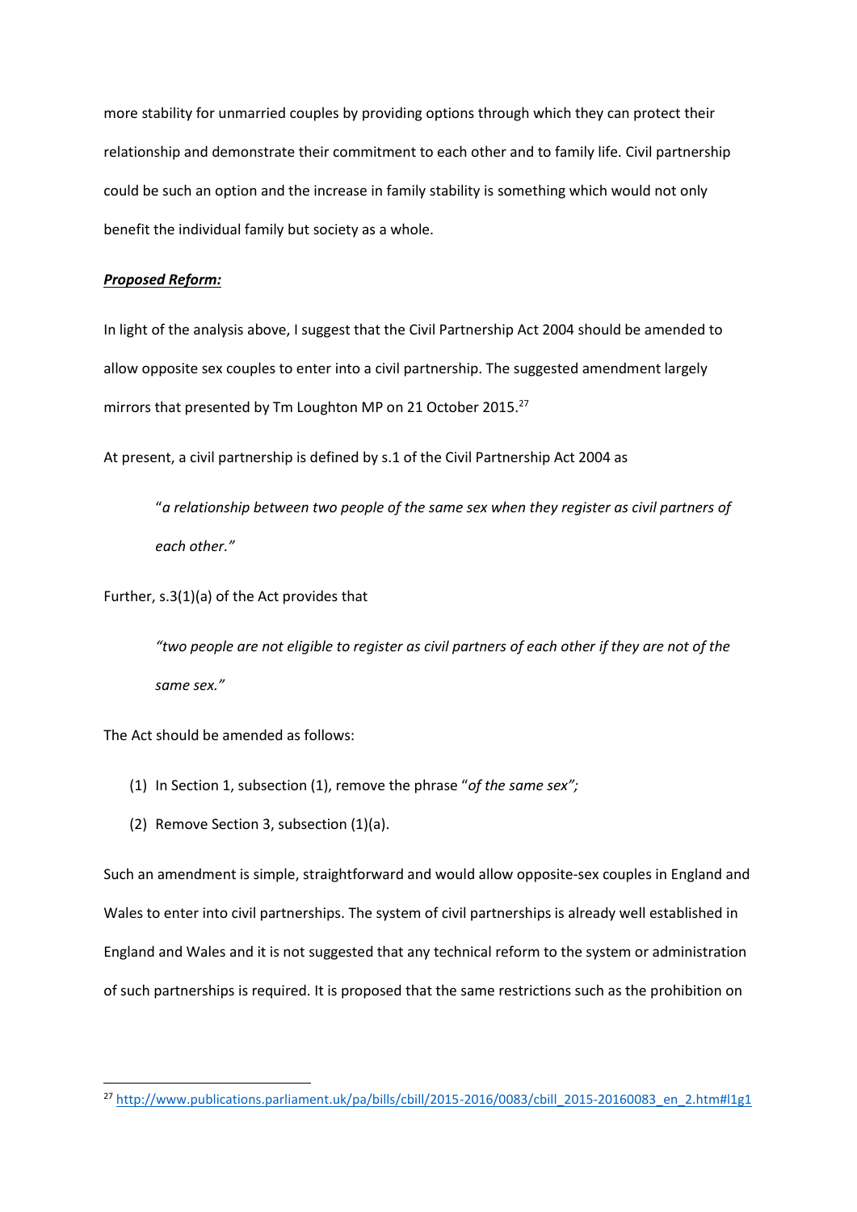more stability for unmarried couples by providing options through which they can protect their relationship and demonstrate their commitment to each other and to family life. Civil partnership could be such an option and the increase in family stability is something which would not only benefit the individual family but society as a whole.

***Proposed Reform:***

In light of the analysis above, I suggest that the Civil Partnership Act 2004 should be amended to allow opposite sex couples to enter into a civil partnership. The suggested amendment largely mirrors that presented by Tm Loughton MP on 21 October 2015.[27]

At present, a civil partnership is defined by s.1 of the Civil Partnership Act 2004 as

> "*a relationship between two people of the same sex when they register as civil partners of each other."*

Further, s.3(1)(a) of the Act provides that

> *"two people are not eligible to register as civil partners of each other if they are not of the same sex."*

The Act should be amended as follows:

(1) In Section 1, subsection (1), remove the phrase "*of the same sex";*

(2) Remove Section 3, subsection (1)(a).

Such an amendment is simple, straightforward and would allow opposite-sex couples in England and Wales to enter into civil partnerships. The system of civil partnerships is already well established in England and Wales and it is not suggested that any technical reform to the system or administration of such partnerships is required. It is proposed that the same restrictions such as the prohibition on

---

[27] http://www.publications.parliament.uk/pa/bills/cbill/2015-2016/0083/cbill_2015-20160083_en_2.htm#l1g1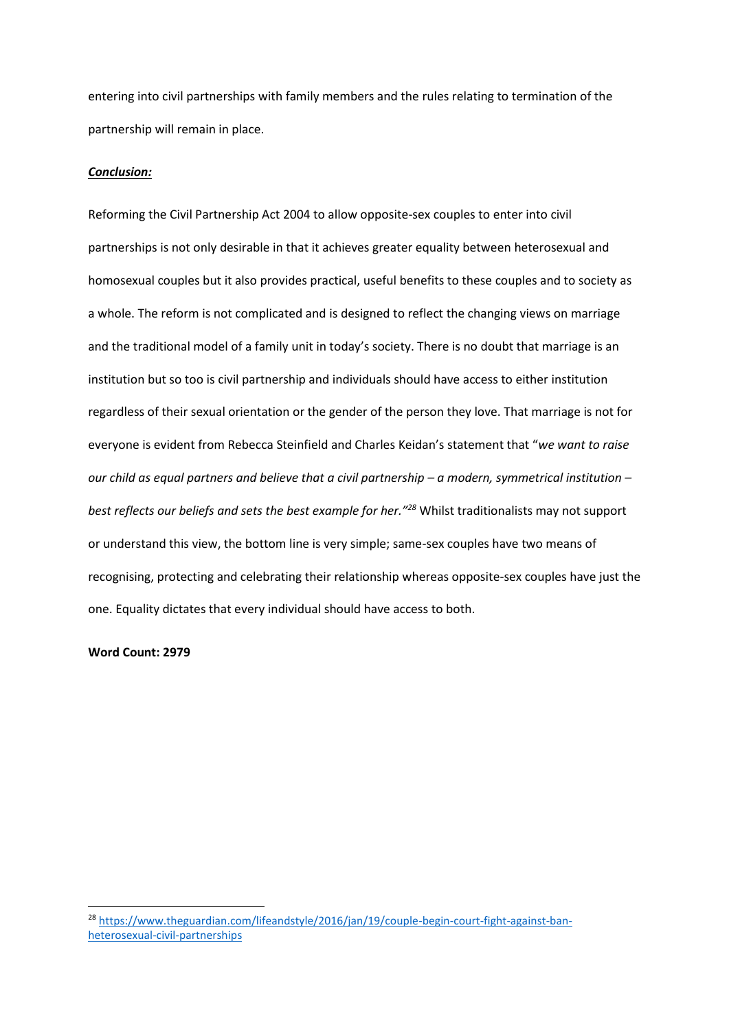entering into civil partnerships with family members and the rules relating to termination of the partnership will remain in place.

***<u>Conclusion:</u>***

Reforming the Civil Partnership Act 2004 to allow opposite-sex couples to enter into civil partnerships is not only desirable in that it achieves greater equality between heterosexual and homosexual couples but it also provides practical, useful benefits to these couples and to society as a whole. The reform is not complicated and is designed to reflect the changing views on marriage and the traditional model of a family unit in today's society. There is no doubt that marriage is an institution but so too is civil partnership and individuals should have access to either institution regardless of their sexual orientation or the gender of the person they love. That marriage is not for everyone is evident from Rebecca Steinfield and Charles Keidan's statement that "*we want to raise our child as equal partners and believe that a civil partnership – a modern, symmetrical institution – best reflects our beliefs and sets the best example for her."*[28] Whilst traditionalists may not support or understand this view, the bottom line is very simple; same-sex couples have two means of recognising, protecting and celebrating their relationship whereas opposite-sex couples have just the one. Equality dictates that every individual should have access to both.

**Word Count: 2979**

---

[28] https://www.theguardian.com/lifeandstyle/2016/jan/19/couple-begin-court-fight-against-ban-heterosexual-civil-partnerships